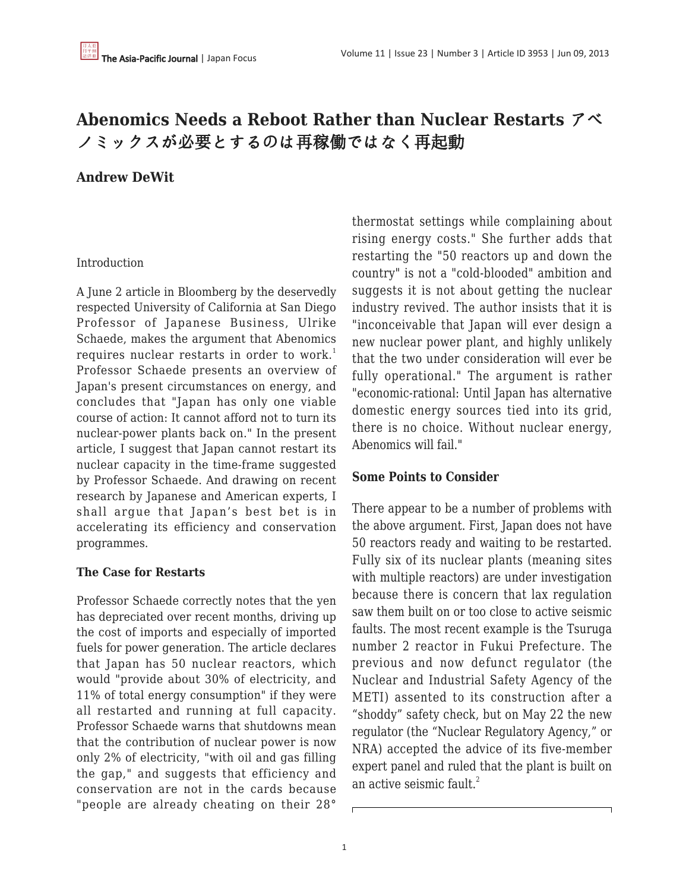# Abenomics Needs a Reboot Rather than Nuclear Restarts アベノミックスが必要とするのは再稼働ではなく再起動

**Andrew DeWit**

Introduction

A June 2 article in Bloomberg by the deservedly respected University of California at San Diego Professor of Japanese Business, Ulrike Schaede, makes the argument that Abenomics requires nuclear restarts in order to work.[1] Professor Schaede presents an overview of Japan's present circumstances on energy, and concludes that "Japan has only one viable course of action: It cannot afford not to turn its nuclear-power plants back on." In the present article, I suggest that Japan cannot restart its nuclear capacity in the time-frame suggested by Professor Schaede. And drawing on recent research by Japanese and American experts, I shall argue that Japan's best bet is in accelerating its efficiency and conservation programmes.

### The Case for Restarts

Professor Schaede correctly notes that the yen has depreciated over recent months, driving up the cost of imports and especially of imported fuels for power generation. The article declares that Japan has 50 nuclear reactors, which would "provide about 30% of electricity, and 11% of total energy consumption" if they were all restarted and running at full capacity. Professor Schaede warns that shutdowns mean that the contribution of nuclear power is now only 2% of electricity, "with oil and gas filling the gap," and suggests that efficiency and conservation are not in the cards because "people are already cheating on their 28° thermostat settings while complaining about rising energy costs." She further adds that restarting the "50 reactors up and down the country" is not a "cold-blooded" ambition and suggests it is not about getting the nuclear industry revived. The author insists that it is "inconceivable that Japan will ever design a new nuclear power plant, and highly unlikely that the two under consideration will ever be fully operational." The argument is rather "economic-rational: Until Japan has alternative domestic energy sources tied into its grid, there is no choice. Without nuclear energy, Abenomics will fail."

### Some Points to Consider

There appear to be a number of problems with the above argument. First, Japan does not have 50 reactors ready and waiting to be restarted. Fully six of its nuclear plants (meaning sites with multiple reactors) are under investigation because there is concern that lax regulation saw them built on or too close to active seismic faults. The most recent example is the Tsuruga number 2 reactor in Fukui Prefecture. The previous and now defunct regulator (the Nuclear and Industrial Safety Agency of the METI) assented to its construction after a "shoddy" safety check, but on May 22 the new regulator (the "Nuclear Regulatory Agency," or NRA) accepted the advice of its five-member expert panel and ruled that the plant is built on an active seismic fault.[2]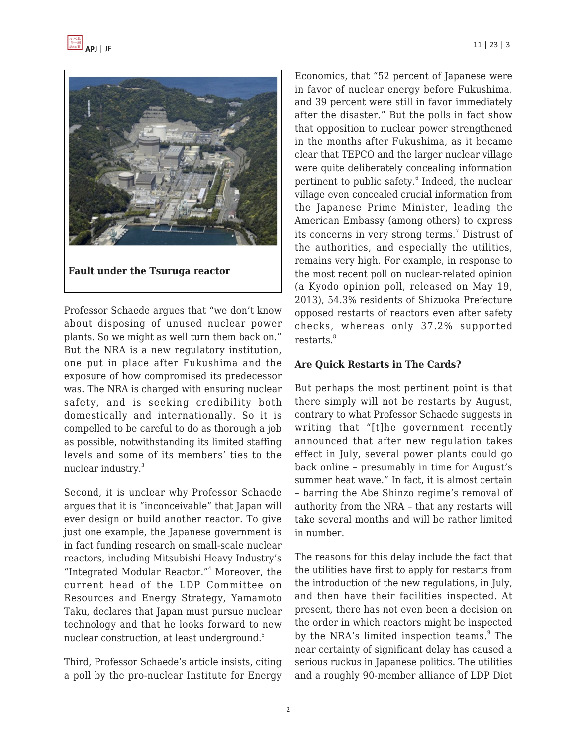Fault under the Tsuruga reactor

Professor Schaede argues that "we don't know about disposing of unused nuclear power plants. So we might as well turn them back on." But the NRA is a new regulatory institution, one put in place after Fukushima and the exposure of how compromised its predecessor was. The NRA is charged with ensuring nuclear safety, and is seeking credibility both domestically and internationally. So it is compelled to be careful to do as thorough a job as possible, notwithstanding its limited staffing levels and some of its members' ties to the nuclear industry.[3]

Second, it is unclear why Professor Schaede argues that it is "inconceivable" that Japan will ever design or build another reactor. To give just one example, the Japanese government is in fact funding research on small-scale nuclear reactors, including Mitsubishi Heavy Industry's "Integrated Modular Reactor."[4] Moreover, the current head of the LDP Committee on Resources and Energy Strategy, Yamamoto Taku, declares that Japan must pursue nuclear technology and that he looks forward to new nuclear construction, at least underground.[5]

Third, Professor Schaede's article insists, citing a poll by the pro-nuclear Institute for Energy Economics, that "52 percent of Japanese were in favor of nuclear energy before Fukushima, and 39 percent were still in favor immediately after the disaster." But the polls in fact show that opposition to nuclear power strengthened in the months after Fukushima, as it became clear that TEPCO and the larger nuclear village were quite deliberately concealing information pertinent to public safety.[6] Indeed, the nuclear village even concealed crucial information from the Japanese Prime Minister, leading the American Embassy (among others) to express its concerns in very strong terms.[7] Distrust of the authorities, and especially the utilities, remains very high. For example, in response to the most recent poll on nuclear-related opinion (a Kyodo opinion poll, released on May 19, 2013), 54.3% residents of Shizuoka Prefecture opposed restarts of reactors even after safety checks, whereas only 37.2% supported restarts.[8]

### Are Quick Restarts in The Cards?

But perhaps the most pertinent point is that there simply will not be restarts by August, contrary to what Professor Schaede suggests in writing that "[t]he government recently announced that after new regulation takes effect in July, several power plants could go back online – presumably in time for August's summer heat wave." In fact, it is almost certain – barring the Abe Shinzo regime's removal of authority from the NRA – that any restarts will take several months and will be rather limited in number.

The reasons for this delay include the fact that the utilities have first to apply for restarts from the introduction of the new regulations, in July, and then have their facilities inspected. At present, there has not even been a decision on the order in which reactors might be inspected by the NRA's limited inspection teams.[9] The near certainty of significant delay has caused a serious ruckus in Japanese politics. The utilities and a roughly 90-member alliance of LDP Diet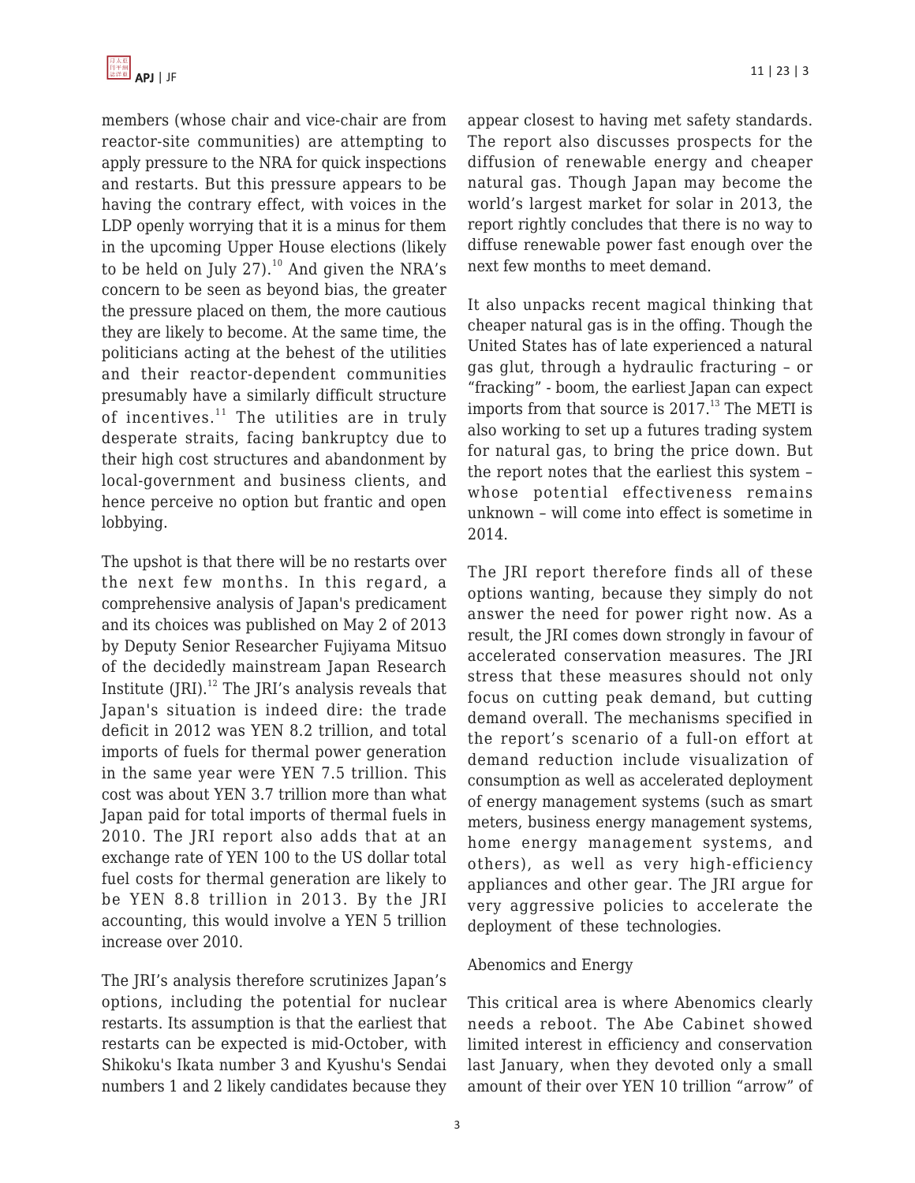members (whose chair and vice-chair are from reactor-site communities) are attempting to apply pressure to the NRA for quick inspections and restarts. But this pressure appears to be having the contrary effect, with voices in the LDP openly worrying that it is a minus for them in the upcoming Upper House elections (likely to be held on July 27).[10] And given the NRA's concern to be seen as beyond bias, the greater the pressure placed on them, the more cautious they are likely to become. At the same time, the politicians acting at the behest of the utilities and their reactor-dependent communities presumably have a similarly difficult structure of incentives.[11] The utilities are in truly desperate straits, facing bankruptcy due to their high cost structures and abandonment by local-government and business clients, and hence perceive no option but frantic and open lobbying.

The upshot is that there will be no restarts over the next few months. In this regard, a comprehensive analysis of Japan's predicament and its choices was published on May 2 of 2013 by Deputy Senior Researcher Fujiyama Mitsuo of the decidedly mainstream Japan Research Institute (JRI).[12] The JRI's analysis reveals that Japan's situation is indeed dire: the trade deficit in 2012 was YEN 8.2 trillion, and total imports of fuels for thermal power generation in the same year were YEN 7.5 trillion. This cost was about YEN 3.7 trillion more than what Japan paid for total imports of thermal fuels in 2010. The JRI report also adds that at an exchange rate of YEN 100 to the US dollar total fuel costs for thermal generation are likely to be YEN 8.8 trillion in 2013. By the JRI accounting, this would involve a YEN 5 trillion increase over 2010.

The JRI's analysis therefore scrutinizes Japan's options, including the potential for nuclear restarts. Its assumption is that the earliest that restarts can be expected is mid-October, with Shikoku's Ikata number 3 and Kyushu's Sendai numbers 1 and 2 likely candidates because they appear closest to having met safety standards. The report also discusses prospects for the diffusion of renewable energy and cheaper natural gas. Though Japan may become the world's largest market for solar in 2013, the report rightly concludes that there is no way to diffuse renewable power fast enough over the next few months to meet demand.

It also unpacks recent magical thinking that cheaper natural gas is in the offing. Though the United States has of late experienced a natural gas glut, through a hydraulic fracturing – or "fracking" - boom, the earliest Japan can expect imports from that source is 2017.[13] The METI is also working to set up a futures trading system for natural gas, to bring the price down. But the report notes that the earliest this system – whose potential effectiveness remains unknown – will come into effect is sometime in 2014.

The JRI report therefore finds all of these options wanting, because they simply do not answer the need for power right now. As a result, the JRI comes down strongly in favour of accelerated conservation measures. The JRI stress that these measures should not only focus on cutting peak demand, but cutting demand overall. The mechanisms specified in the report's scenario of a full-on effort at demand reduction include visualization of consumption as well as accelerated deployment of energy management systems (such as smart meters, business energy management systems, home energy management systems, and others), as well as very high-efficiency appliances and other gear. The JRI argue for very aggressive policies to accelerate the deployment of these technologies.

## Abenomics and Energy

This critical area is where Abenomics clearly needs a reboot. The Abe Cabinet showed limited interest in efficiency and conservation last January, when they devoted only a small amount of their over YEN 10 trillion "arrow" of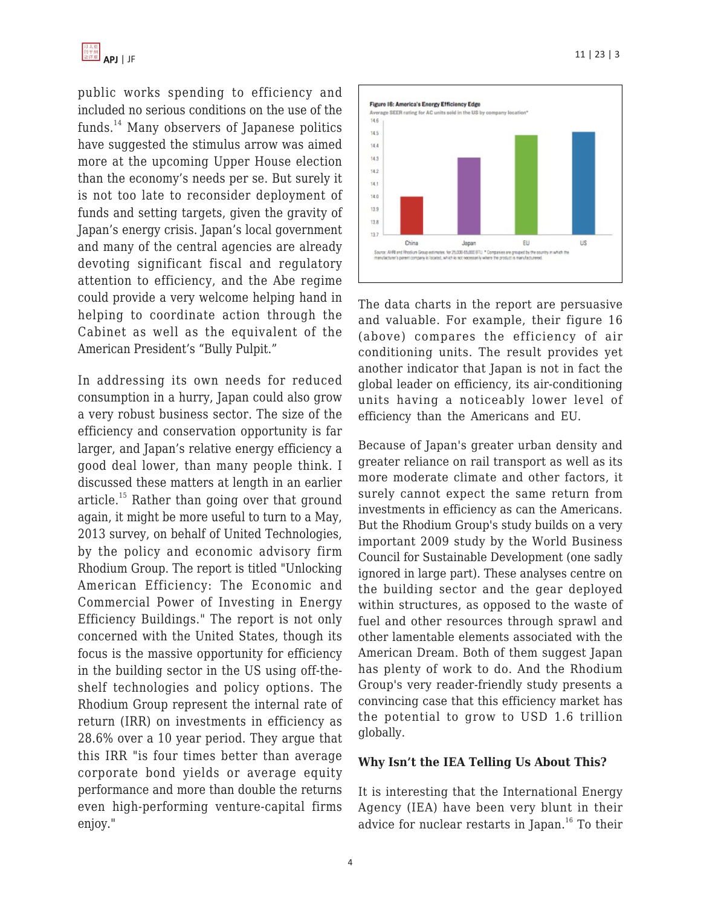public works spending to efficiency and included no serious conditions on the use of the funds.[14] Many observers of Japanese politics have suggested the stimulus arrow was aimed more at the upcoming Upper House election than the economy's needs per se. But surely it is not too late to reconsider deployment of funds and setting targets, given the gravity of Japan's energy crisis. Japan's local government and many of the central agencies are already devoting significant fiscal and regulatory attention to efficiency, and the Abe regime could provide a very welcome helping hand in helping to coordinate action through the Cabinet as well as the equivalent of the American President's "Bully Pulpit."

In addressing its own needs for reduced consumption in a hurry, Japan could also grow a very robust business sector. The size of the efficiency and conservation opportunity is far larger, and Japan's relative energy efficiency a good deal lower, than many people think. I discussed these matters at length in an earlier article.[15] Rather than going over that ground again, it might be more useful to turn to a May, 2013 survey, on behalf of United Technologies, by the policy and economic advisory firm Rhodium Group. The report is titled "Unlocking American Efficiency: The Economic and Commercial Power of Investing in Energy Efficiency Buildings." The report is not only concerned with the United States, though its focus is the massive opportunity for efficiency in the building sector in the US using off-the-shelf technologies and policy options. The Rhodium Group represent the internal rate of return (IRR) on investments in efficiency as 28.6% over a 10 year period. They argue that this IRR "is four times better than average corporate bond yields or average equity performance and more than double the returns even high-performing venture-capital firms enjoy."

**Figure 16: America's Energy Efficiency Edge**
Average SEER rating for AC units sold in the US by company location*

Source: AHRI and Rhodium Group estimates for 25,000-65,000 BTU. * Companies are grouped by the country in which the manufacturer's parent company is located, which is not necessarily where the product is manufactured.

The data charts in the report are persuasive and valuable. For example, their figure 16 (above) compares the efficiency of air conditioning units. The result provides yet another indicator that Japan is not in fact the global leader on efficiency, its air-conditioning units having a noticeably lower level of efficiency than the Americans and EU.

Because of Japan's greater urban density and greater reliance on rail transport as well as its more moderate climate and other factors, it surely cannot expect the same return from investments in efficiency as can the Americans. But the Rhodium Group's study builds on a very important 2009 study by the World Business Council for Sustainable Development (one sadly ignored in large part). These analyses centre on the building sector and the gear deployed within structures, as opposed to the waste of fuel and other resources through sprawl and other lamentable elements associated with the American Dream. Both of them suggest Japan has plenty of work to do. And the Rhodium Group's very reader-friendly study presents a convincing case that this efficiency market has the potential to grow to USD 1.6 trillion globally.

### Why Isn't the IEA Telling Us About This?

It is interesting that the International Energy Agency (IEA) have been very blunt in their advice for nuclear restarts in Japan.[16] To their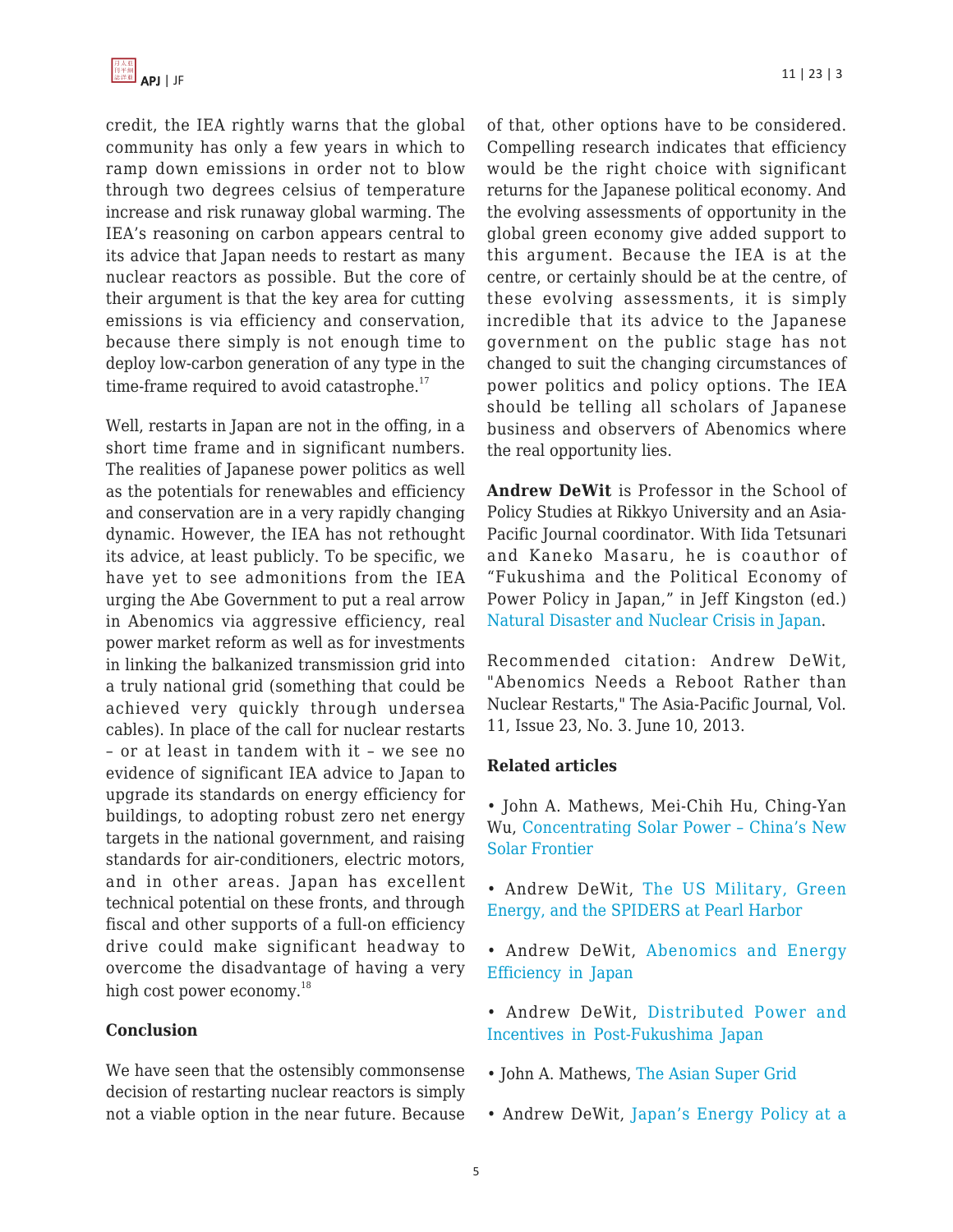credit, the IEA rightly warns that the global community has only a few years in which to ramp down emissions in order not to blow through two degrees celsius of temperature increase and risk runaway global warming. The IEA's reasoning on carbon appears central to its advice that Japan needs to restart as many nuclear reactors as possible. But the core of their argument is that the key area for cutting emissions is via efficiency and conservation, because there simply is not enough time to deploy low-carbon generation of any type in the time-frame required to avoid catastrophe.[17]

Well, restarts in Japan are not in the offing, in a short time frame and in significant numbers. The realities of Japanese power politics as well as the potentials for renewables and efficiency and conservation are in a very rapidly changing dynamic. However, the IEA has not rethought its advice, at least publicly. To be specific, we have yet to see admonitions from the IEA urging the Abe Government to put a real arrow in Abenomics via aggressive efficiency, real power market reform as well as for investments in linking the balkanized transmission grid into a truly national grid (something that could be achieved very quickly through undersea cables). In place of the call for nuclear restarts – or at least in tandem with it – we see no evidence of significant IEA advice to Japan to upgrade its standards on energy efficiency for buildings, to adopting robust zero net energy targets in the national government, and raising standards for air-conditioners, electric motors, and in other areas. Japan has excellent technical potential on these fronts, and through fiscal and other supports of a full-on efficiency drive could make significant headway to overcome the disadvantage of having a very high cost power economy.[18]

## Conclusion

We have seen that the ostensibly commonsense decision of restarting nuclear reactors is simply not a viable option in the near future. Because of that, other options have to be considered. Compelling research indicates that efficiency would be the right choice with significant returns for the Japanese political economy. And the evolving assessments of opportunity in the global green economy give added support to this argument. Because the IEA is at the centre, or certainly should be at the centre, of these evolving assessments, it is simply incredible that its advice to the Japanese government on the public stage has not changed to suit the changing circumstances of power politics and policy options. The IEA should be telling all scholars of Japanese business and observers of Abenomics where the real opportunity lies.

**Andrew DeWit** is Professor in the School of Policy Studies at Rikkyo University and an Asia-Pacific Journal coordinator. With Iida Tetsunari and Kaneko Masaru, he is coauthor of "Fukushima and the Political Economy of Power Policy in Japan," in Jeff Kingston (ed.) Natural Disaster and Nuclear Crisis in Japan.

Recommended citation: Andrew DeWit, "Abenomics Needs a Reboot Rather than Nuclear Restarts," The Asia-Pacific Journal, Vol. 11, Issue 23, No. 3. June 10, 2013.

**Related articles**

- John A. Mathews, Mei-Chih Hu, Ching-Yan Wu, Concentrating Solar Power – China's New Solar Frontier
- Andrew DeWit, The US Military, Green Energy, and the SPIDERS at Pearl Harbor
- Andrew DeWit, Abenomics and Energy Efficiency in Japan
- Andrew DeWit, Distributed Power and Incentives in Post-Fukushima Japan
- John A. Mathews, The Asian Super Grid
- Andrew DeWit, Japan's Energy Policy at a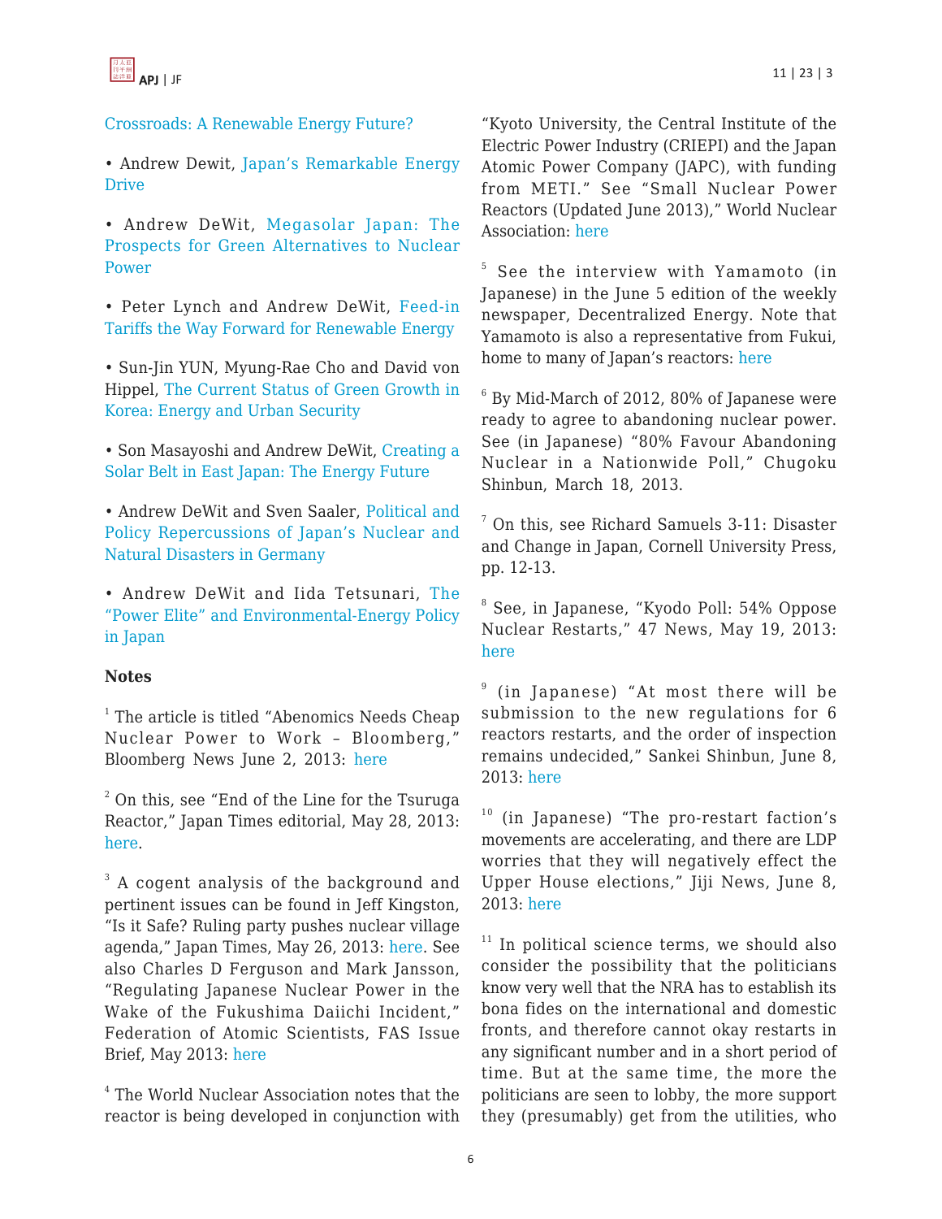Crossroads: A Renewable Energy Future?

• Andrew Dewit, Japan's Remarkable Energy Drive

• Andrew DeWit, Megasolar Japan: The Prospects for Green Alternatives to Nuclear Power

• Peter Lynch and Andrew DeWit, Feed-in Tariffs the Way Forward for Renewable Energy

• Sun-Jin YUN, Myung-Rae Cho and David von Hippel, The Current Status of Green Growth in Korea: Energy and Urban Security

• Son Masayoshi and Andrew DeWit, Creating a Solar Belt in East Japan: The Energy Future

• Andrew DeWit and Sven Saaler, Political and Policy Repercussions of Japan's Nuclear and Natural Disasters in Germany

• Andrew DeWit and Iida Tetsunari, The "Power Elite" and Environmental-Energy Policy in Japan

**Notes**

[1] The article is titled "Abenomics Needs Cheap Nuclear Power to Work – Bloomberg," Bloomberg News June 2, 2013: here

[2] On this, see "End of the Line for the Tsuruga Reactor," Japan Times editorial, May 28, 2013: here.

[3] A cogent analysis of the background and pertinent issues can be found in Jeff Kingston, "Is it Safe? Ruling party pushes nuclear village agenda," Japan Times, May 26, 2013: here. See also Charles D Ferguson and Mark Jansson, "Regulating Japanese Nuclear Power in the Wake of the Fukushima Daiichi Incident," Federation of Atomic Scientists, FAS Issue Brief, May 2013: here

[4] The World Nuclear Association notes that the reactor is being developed in conjunction with "Kyoto University, the Central Institute of the Electric Power Industry (CRIEPI) and the Japan Atomic Power Company (JAPC), with funding from METI." See "Small Nuclear Power Reactors (Updated June 2013)," World Nuclear Association: here

[5] See the interview with Yamamoto (in Japanese) in the June 5 edition of the weekly newspaper, Decentralized Energy. Note that Yamamoto is also a representative from Fukui, home to many of Japan's reactors: here

[6] By Mid-March of 2012, 80% of Japanese were ready to agree to abandoning nuclear power. See (in Japanese) "80% Favour Abandoning Nuclear in a Nationwide Poll," Chugoku Shinbun, March 18, 2013.

[7] On this, see Richard Samuels 3-11: Disaster and Change in Japan, Cornell University Press, pp. 12-13.

[8] See, in Japanese, "Kyodo Poll: 54% Oppose Nuclear Restarts," 47 News, May 19, 2013: here

[9] (in Japanese) "At most there will be submission to the new regulations for 6 reactors restarts, and the order of inspection remains undecided," Sankei Shinbun, June 8, 2013: here

[10] (in Japanese) "The pro-restart faction's movements are accelerating, and there are LDP worries that they will negatively effect the Upper House elections," Jiji News, June 8, 2013: here

[11] In political science terms, we should also consider the possibility that the politicians know very well that the NRA has to establish its bona fides on the international and domestic fronts, and therefore cannot okay restarts in any significant number and in a short period of time. But at the same time, the more the politicians are seen to lobby, the more support they (presumably) get from the utilities, who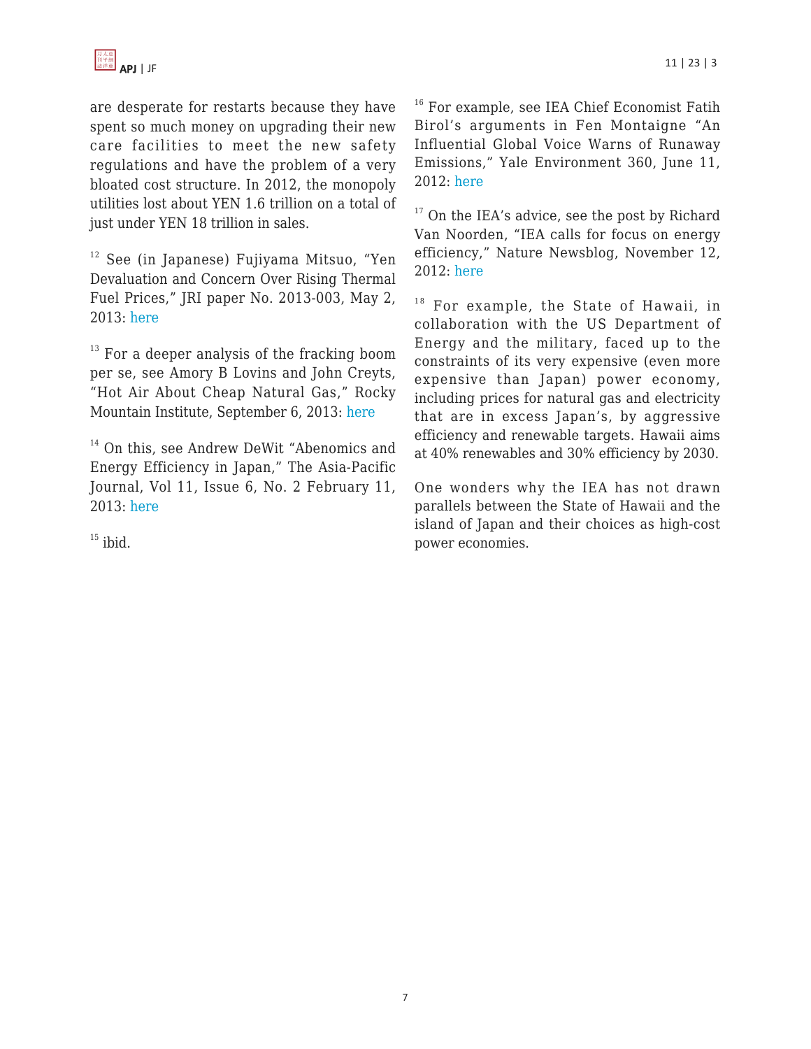are desperate for restarts because they have spent so much money on upgrading their new care facilities to meet the new safety regulations and have the problem of a very bloated cost structure. In 2012, the monopoly utilities lost about YEN 1.6 trillion on a total of just under YEN 18 trillion in sales.

[12] See (in Japanese) Fujiyama Mitsuo, "Yen Devaluation and Concern Over Rising Thermal Fuel Prices," JRI paper No. 2013-003, May 2, 2013: here

[13] For a deeper analysis of the fracking boom per se, see Amory B Lovins and John Creyts, "Hot Air About Cheap Natural Gas," Rocky Mountain Institute, September 6, 2013: here

[14] On this, see Andrew DeWit "Abenomics and Energy Efficiency in Japan," The Asia-Pacific Journal, Vol 11, Issue 6, No. 2 February 11, 2013: here

[15] ibid.

[16] For example, see IEA Chief Economist Fatih Birol's arguments in Fen Montaigne "An Influential Global Voice Warns of Runaway Emissions," Yale Environment 360, June 11, 2012: here

[17] On the IEA's advice, see the post by Richard Van Noorden, "IEA calls for focus on energy efficiency," Nature Newsblog, November 12, 2012: here

[18] For example, the State of Hawaii, in collaboration with the US Department of Energy and the military, faced up to the constraints of its very expensive (even more expensive than Japan) power economy, including prices for natural gas and electricity that are in excess Japan's, by aggressive efficiency and renewable targets. Hawaii aims at 40% renewables and 30% efficiency by 2030.

One wonders why the IEA has not drawn parallels between the State of Hawaii and the island of Japan and their choices as high-cost power economies.